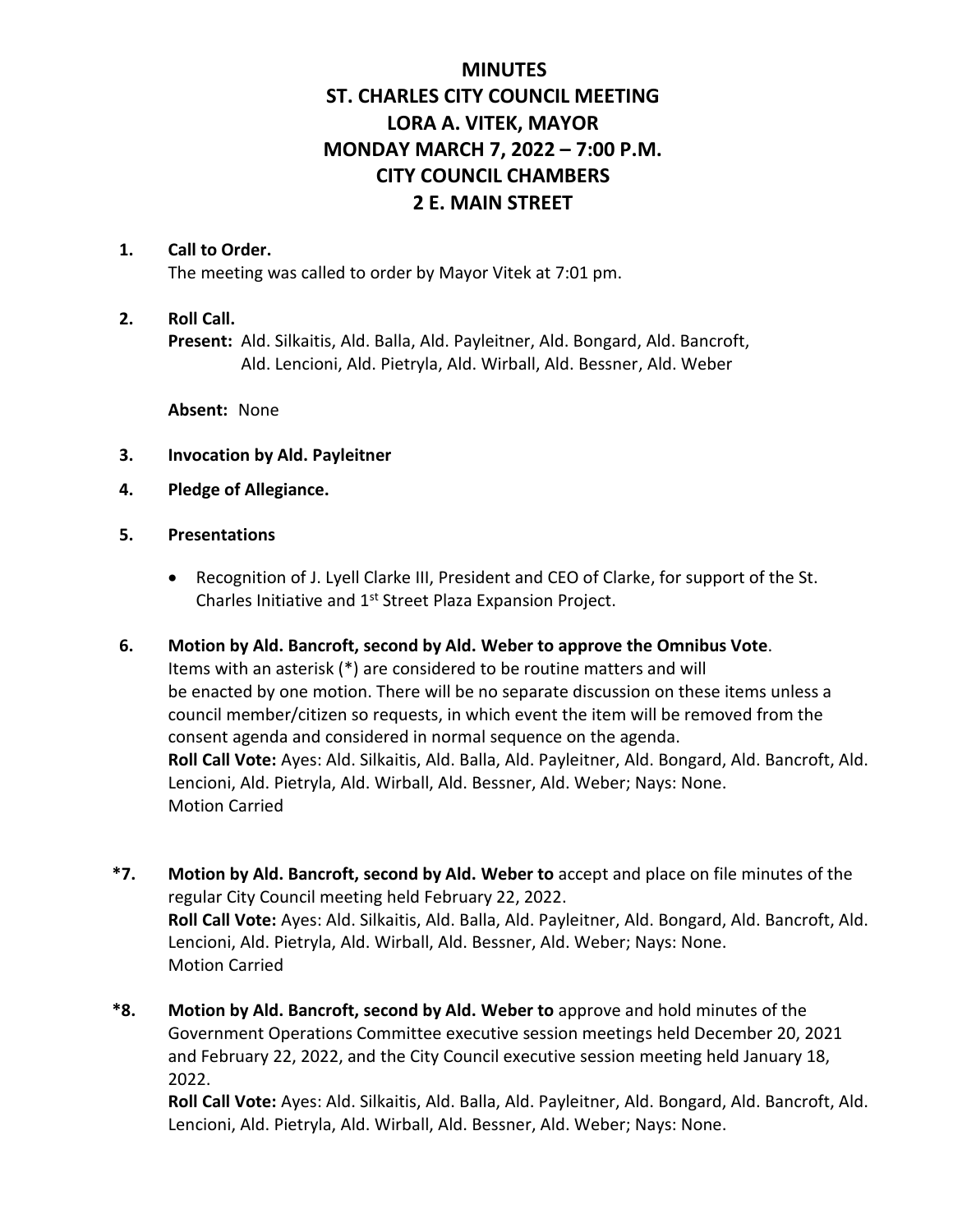# MINUTES
# ST. CHARLES CITY COUNCIL MEETING
# LORA A. VITEK, MAYOR
# MONDAY MARCH 7, 2022 – 7:00 P.M.
# CITY COUNCIL CHAMBERS
# 2 E. MAIN STREET

**1. Call to Order.**
The meeting was called to order by Mayor Vitek at 7:01 pm.

**2. Roll Call.**
**Present:** Ald. Silkaitis, Ald. Balla, Ald. Payleitner, Ald. Bongard, Ald. Bancroft, Ald. Lencioni, Ald. Pietryla, Ald. Wirball, Ald. Bessner, Ald. Weber

**Absent:** None

**3. Invocation by Ald. Payleitner**

**4. Pledge of Allegiance.**

**5. Presentations**

- Recognition of J. Lyell Clarke III, President and CEO of Clarke, for support of the St. Charles Initiative and 1st Street Plaza Expansion Project.

**6. Motion by Ald. Bancroft, second by Ald. Weber to approve the Omnibus Vote**.
Items with an asterisk (*) are considered to be routine matters and will be enacted by one motion. There will be no separate discussion on these items unless a council member/citizen so requests, in which event the item will be removed from the consent agenda and considered in normal sequence on the agenda.
**Roll Call Vote:** Ayes: Ald. Silkaitis, Ald. Balla, Ald. Payleitner, Ald. Bongard, Ald. Bancroft, Ald. Lencioni, Ald. Pietryla, Ald. Wirball, Ald. Bessner, Ald. Weber; Nays: None.
Motion Carried

**\*7. Motion by Ald. Bancroft, second by Ald. Weber to** accept and place on file minutes of the regular City Council meeting held February 22, 2022.
**Roll Call Vote:** Ayes: Ald. Silkaitis, Ald. Balla, Ald. Payleitner, Ald. Bongard, Ald. Bancroft, Ald. Lencioni, Ald. Pietryla, Ald. Wirball, Ald. Bessner, Ald. Weber; Nays: None.
Motion Carried

**\*8. Motion by Ald. Bancroft, second by Ald. Weber to** approve and hold minutes of the Government Operations Committee executive session meetings held December 20, 2021 and February 22, 2022, and the City Council executive session meeting held January 18, 2022.
**Roll Call Vote:** Ayes: Ald. Silkaitis, Ald. Balla, Ald. Payleitner, Ald. Bongard, Ald. Bancroft, Ald. Lencioni, Ald. Pietryla, Ald. Wirball, Ald. Bessner, Ald. Weber; Nays: None.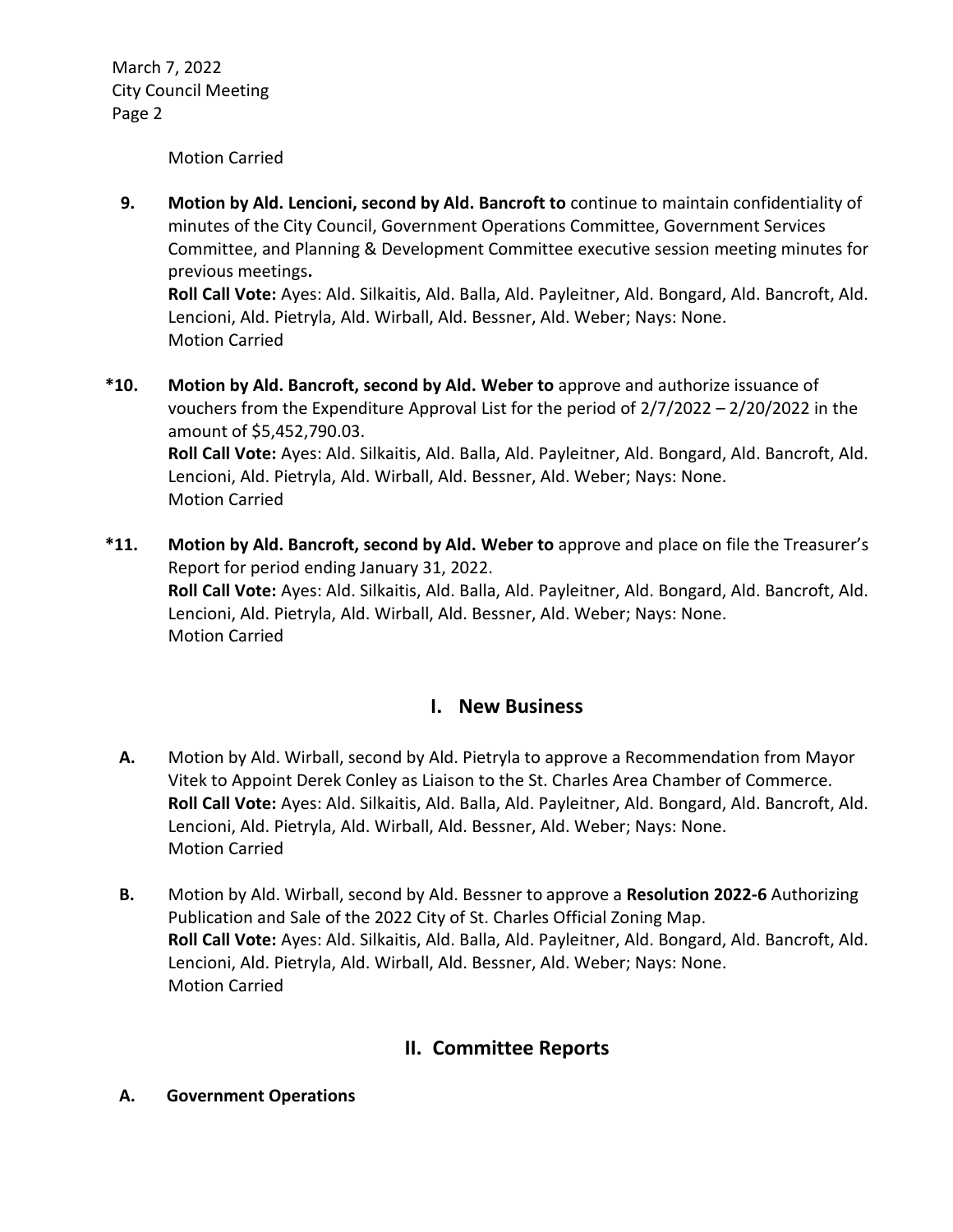Motion Carried

**9. Motion by Ald. Lencioni, second by Ald. Bancroft to** continue to maintain confidentiality of minutes of the City Council, Government Operations Committee, Government Services Committee, and Planning & Development Committee executive session meeting minutes for previous meetings**.**
**Roll Call Vote:** Ayes: Ald. Silkaitis, Ald. Balla, Ald. Payleitner, Ald. Bongard, Ald. Bancroft, Ald. Lencioni, Ald. Pietryla, Ald. Wirball, Ald. Bessner, Ald. Weber; Nays: None.
Motion Carried

**\*10. Motion by Ald. Bancroft, second by Ald. Weber to** approve and authorize issuance of vouchers from the Expenditure Approval List for the period of 2/7/2022 – 2/20/2022 in the amount of $5,452,790.03.
**Roll Call Vote:** Ayes: Ald. Silkaitis, Ald. Balla, Ald. Payleitner, Ald. Bongard, Ald. Bancroft, Ald. Lencioni, Ald. Pietryla, Ald. Wirball, Ald. Bessner, Ald. Weber; Nays: None.
Motion Carried

**\*11. Motion by Ald. Bancroft, second by Ald. Weber to** approve and place on file the Treasurer's Report for period ending January 31, 2022.
**Roll Call Vote:** Ayes: Ald. Silkaitis, Ald. Balla, Ald. Payleitner, Ald. Bongard, Ald. Bancroft, Ald. Lencioni, Ald. Pietryla, Ald. Wirball, Ald. Bessner, Ald. Weber; Nays: None.
Motion Carried

## I. New Business

**A.** Motion by Ald. Wirball, second by Ald. Pietryla to approve a Recommendation from Mayor Vitek to Appoint Derek Conley as Liaison to the St. Charles Area Chamber of Commerce.
**Roll Call Vote:** Ayes: Ald. Silkaitis, Ald. Balla, Ald. Payleitner, Ald. Bongard, Ald. Bancroft, Ald. Lencioni, Ald. Pietryla, Ald. Wirball, Ald. Bessner, Ald. Weber; Nays: None.
Motion Carried

**B.** Motion by Ald. Wirball, second by Ald. Bessner to approve a **Resolution 2022-6** Authorizing Publication and Sale of the 2022 City of St. Charles Official Zoning Map.
**Roll Call Vote:** Ayes: Ald. Silkaitis, Ald. Balla, Ald. Payleitner, Ald. Bongard, Ald. Bancroft, Ald. Lencioni, Ald. Pietryla, Ald. Wirball, Ald. Bessner, Ald. Weber; Nays: None.
Motion Carried

## II. Committee Reports

**A. Government Operations**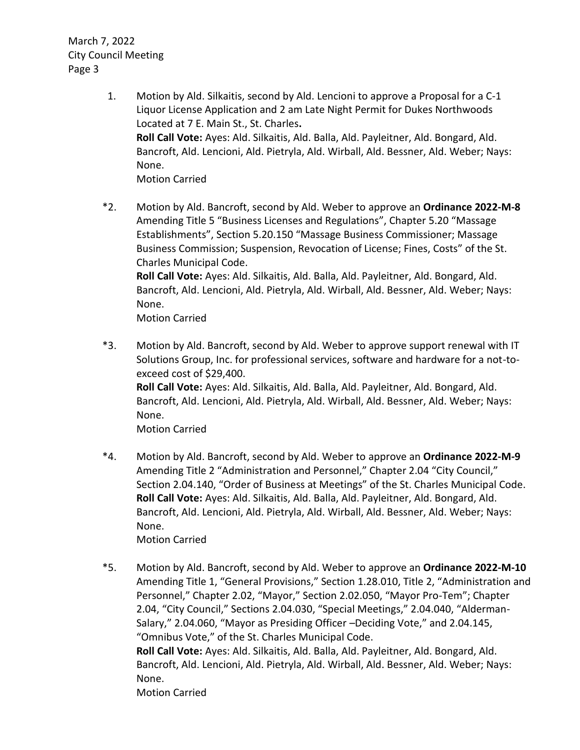1. Motion by Ald. Silkaitis, second by Ald. Lencioni to approve a Proposal for a C-1 Liquor License Application and 2 am Late Night Permit for Dukes Northwoods Located at 7 E. Main St., St. Charles.
**Roll Call Vote:** Ayes: Ald. Silkaitis, Ald. Balla, Ald. Payleitner, Ald. Bongard, Ald. Bancroft, Ald. Lencioni, Ald. Pietryla, Ald. Wirball, Ald. Bessner, Ald. Weber; Nays: None.
Motion Carried

*2. Motion by Ald. Bancroft, second by Ald. Weber to approve an **Ordinance 2022-M-8** Amending Title 5 "Business Licenses and Regulations", Chapter 5.20 "Massage Establishments", Section 5.20.150 "Massage Business Commissioner; Massage Business Commission; Suspension, Revocation of License; Fines, Costs" of the St. Charles Municipal Code.
**Roll Call Vote:** Ayes: Ald. Silkaitis, Ald. Balla, Ald. Payleitner, Ald. Bongard, Ald. Bancroft, Ald. Lencioni, Ald. Pietryla, Ald. Wirball, Ald. Bessner, Ald. Weber; Nays: None.
Motion Carried

*3. Motion by Ald. Bancroft, second by Ald. Weber to approve support renewal with IT Solutions Group, Inc. for professional services, software and hardware for a not-to-exceed cost of $29,400.
**Roll Call Vote:** Ayes: Ald. Silkaitis, Ald. Balla, Ald. Payleitner, Ald. Bongard, Ald. Bancroft, Ald. Lencioni, Ald. Pietryla, Ald. Wirball, Ald. Bessner, Ald. Weber; Nays: None.
Motion Carried

*4. Motion by Ald. Bancroft, second by Ald. Weber to approve an **Ordinance 2022-M-9** Amending Title 2 "Administration and Personnel," Chapter 2.04 "City Council," Section 2.04.140, "Order of Business at Meetings" of the St. Charles Municipal Code.
**Roll Call Vote:** Ayes: Ald. Silkaitis, Ald. Balla, Ald. Payleitner, Ald. Bongard, Ald. Bancroft, Ald. Lencioni, Ald. Pietryla, Ald. Wirball, Ald. Bessner, Ald. Weber; Nays: None.
Motion Carried

*5. Motion by Ald. Bancroft, second by Ald. Weber to approve an **Ordinance 2022-M-10** Amending Title 1, "General Provisions," Section 1.28.010, Title 2, "Administration and Personnel," Chapter 2.02, "Mayor," Section 2.02.050, "Mayor Pro-Tem"; Chapter 2.04, "City Council," Sections 2.04.030, "Special Meetings," 2.04.040, "Alderman-Salary," 2.04.060, "Mayor as Presiding Officer –Deciding Vote," and 2.04.145, "Omnibus Vote," of the St. Charles Municipal Code.
**Roll Call Vote:** Ayes: Ald. Silkaitis, Ald. Balla, Ald. Payleitner, Ald. Bongard, Ald. Bancroft, Ald. Lencioni, Ald. Pietryla, Ald. Wirball, Ald. Bessner, Ald. Weber; Nays: None.
Motion Carried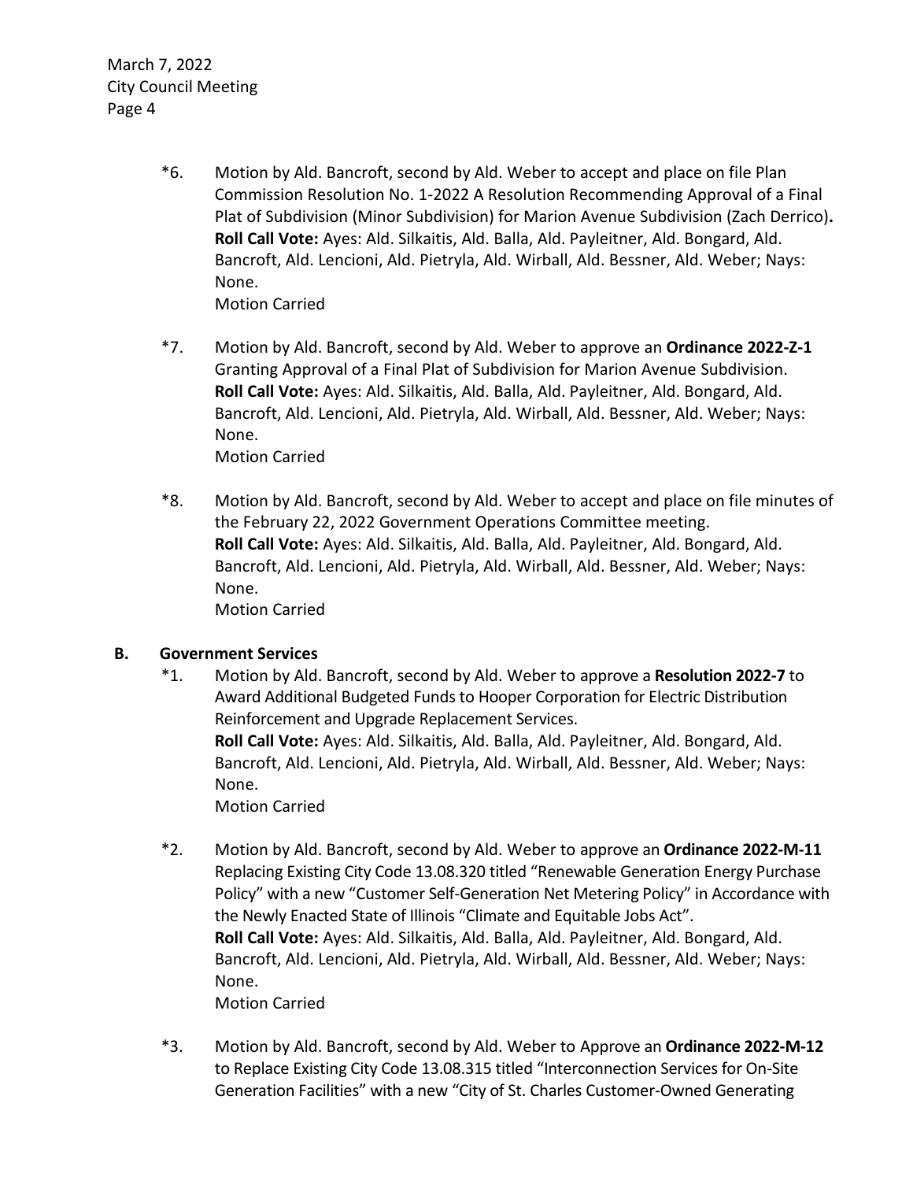*6. Motion by Ald. Bancroft, second by Ald. Weber to accept and place on file Plan Commission Resolution No. 1-2022 A Resolution Recommending Approval of a Final Plat of Subdivision (Minor Subdivision) for Marion Avenue Subdivision (Zach Derrico)**.**
**Roll Call Vote:** Ayes: Ald. Silkaitis, Ald. Balla, Ald. Payleitner, Ald. Bongard, Ald. Bancroft, Ald. Lencioni, Ald. Pietryla, Ald. Wirball, Ald. Bessner, Ald. Weber; Nays: None.
Motion Carried

*7. Motion by Ald. Bancroft, second by Ald. Weber to approve an **Ordinance 2022-Z-1** Granting Approval of a Final Plat of Subdivision for Marion Avenue Subdivision.
**Roll Call Vote:** Ayes: Ald. Silkaitis, Ald. Balla, Ald. Payleitner, Ald. Bongard, Ald. Bancroft, Ald. Lencioni, Ald. Pietryla, Ald. Wirball, Ald. Bessner, Ald. Weber; Nays: None.
Motion Carried

*8. Motion by Ald. Bancroft, second by Ald. Weber to accept and place on file minutes of the February 22, 2022 Government Operations Committee meeting.
**Roll Call Vote:** Ayes: Ald. Silkaitis, Ald. Balla, Ald. Payleitner, Ald. Bongard, Ald. Bancroft, Ald. Lencioni, Ald. Pietryla, Ald. Wirball, Ald. Bessner, Ald. Weber; Nays: None.
Motion Carried

**B. Government Services**

*1. Motion by Ald. Bancroft, second by Ald. Weber to approve a **Resolution 2022-7** to Award Additional Budgeted Funds to Hooper Corporation for Electric Distribution Reinforcement and Upgrade Replacement Services.
**Roll Call Vote:** Ayes: Ald. Silkaitis, Ald. Balla, Ald. Payleitner, Ald. Bongard, Ald. Bancroft, Ald. Lencioni, Ald. Pietryla, Ald. Wirball, Ald. Bessner, Ald. Weber; Nays: None.
Motion Carried

*2. Motion by Ald. Bancroft, second by Ald. Weber to approve an **Ordinance 2022-M-11** Replacing Existing City Code 13.08.320 titled "Renewable Generation Energy Purchase Policy" with a new "Customer Self-Generation Net Metering Policy" in Accordance with the Newly Enacted State of Illinois "Climate and Equitable Jobs Act".
**Roll Call Vote:** Ayes: Ald. Silkaitis, Ald. Balla, Ald. Payleitner, Ald. Bongard, Ald. Bancroft, Ald. Lencioni, Ald. Pietryla, Ald. Wirball, Ald. Bessner, Ald. Weber; Nays: None.
Motion Carried

*3. Motion by Ald. Bancroft, second by Ald. Weber to Approve an **Ordinance 2022-M-12** to Replace Existing City Code 13.08.315 titled "Interconnection Services for On-Site Generation Facilities" with a new "City of St. Charles Customer-Owned Generating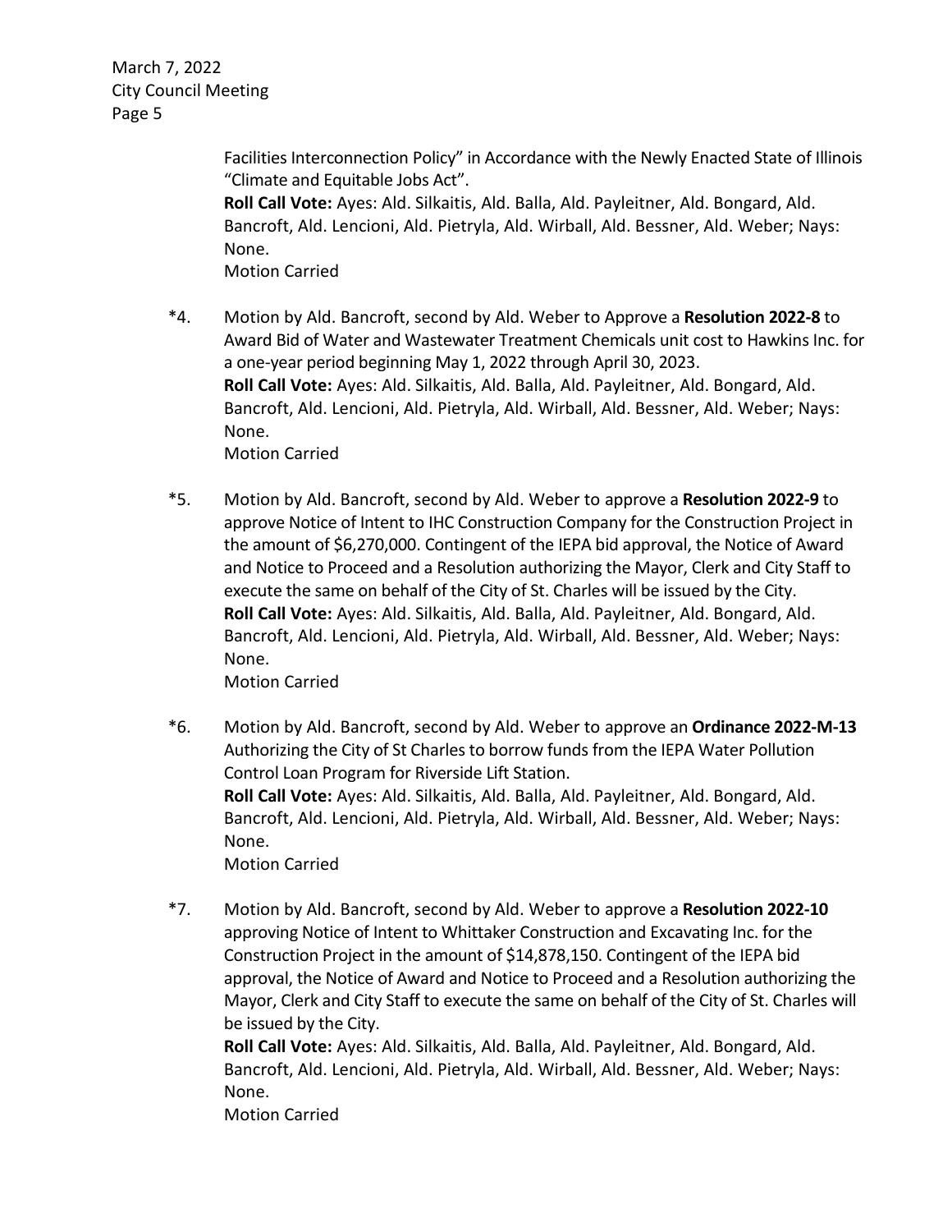Facilities Interconnection Policy" in Accordance with the Newly Enacted State of Illinois "Climate and Equitable Jobs Act".
**Roll Call Vote:** Ayes: Ald. Silkaitis, Ald. Balla, Ald. Payleitner, Ald. Bongard, Ald. Bancroft, Ald. Lencioni, Ald. Pietryla, Ald. Wirball, Ald. Bessner, Ald. Weber; Nays: None.
Motion Carried

*4. Motion by Ald. Bancroft, second by Ald. Weber to Approve a **Resolution 2022-8** to Award Bid of Water and Wastewater Treatment Chemicals unit cost to Hawkins Inc. for a one-year period beginning May 1, 2022 through April 30, 2023.
**Roll Call Vote:** Ayes: Ald. Silkaitis, Ald. Balla, Ald. Payleitner, Ald. Bongard, Ald. Bancroft, Ald. Lencioni, Ald. Pietryla, Ald. Wirball, Ald. Bessner, Ald. Weber; Nays: None.
Motion Carried

*5. Motion by Ald. Bancroft, second by Ald. Weber to approve a **Resolution 2022-9** to approve Notice of Intent to IHC Construction Company for the Construction Project in the amount of $6,270,000. Contingent of the IEPA bid approval, the Notice of Award and Notice to Proceed and a Resolution authorizing the Mayor, Clerk and City Staff to execute the same on behalf of the City of St. Charles will be issued by the City.
**Roll Call Vote:** Ayes: Ald. Silkaitis, Ald. Balla, Ald. Payleitner, Ald. Bongard, Ald. Bancroft, Ald. Lencioni, Ald. Pietryla, Ald. Wirball, Ald. Bessner, Ald. Weber; Nays: None.
Motion Carried

*6. Motion by Ald. Bancroft, second by Ald. Weber to approve an **Ordinance 2022-M-13** Authorizing the City of St Charles to borrow funds from the IEPA Water Pollution Control Loan Program for Riverside Lift Station.
**Roll Call Vote:** Ayes: Ald. Silkaitis, Ald. Balla, Ald. Payleitner, Ald. Bongard, Ald. Bancroft, Ald. Lencioni, Ald. Pietryla, Ald. Wirball, Ald. Bessner, Ald. Weber; Nays: None.
Motion Carried

*7. Motion by Ald. Bancroft, second by Ald. Weber to approve a **Resolution 2022-10** approving Notice of Intent to Whittaker Construction and Excavating Inc. for the Construction Project in the amount of $14,878,150. Contingent of the IEPA bid approval, the Notice of Award and Notice to Proceed and a Resolution authorizing the Mayor, Clerk and City Staff to execute the same on behalf of the City of St. Charles will be issued by the City.
**Roll Call Vote:** Ayes: Ald. Silkaitis, Ald. Balla, Ald. Payleitner, Ald. Bongard, Ald. Bancroft, Ald. Lencioni, Ald. Pietryla, Ald. Wirball, Ald. Bessner, Ald. Weber; Nays: None.
Motion Carried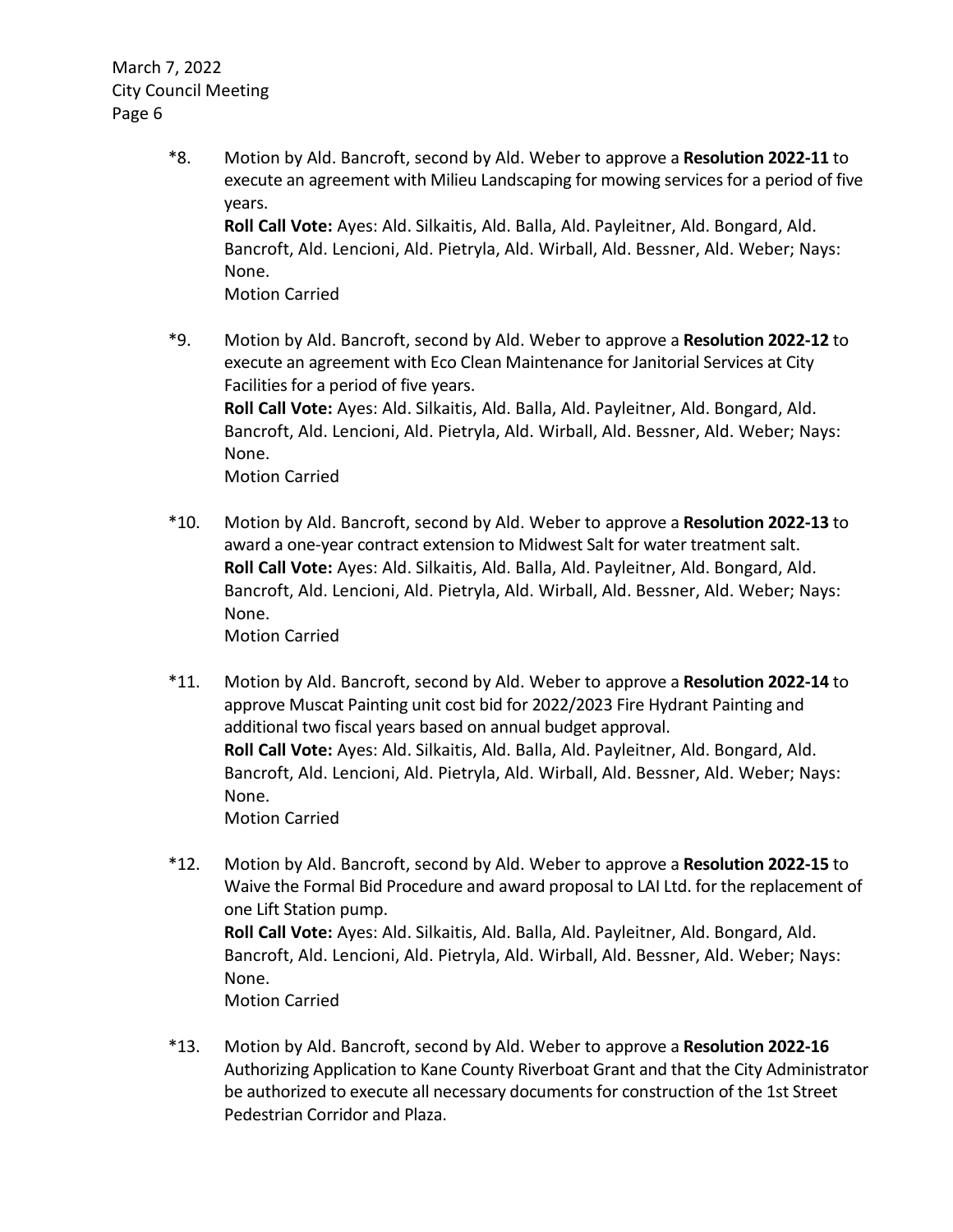*8. Motion by Ald. Bancroft, second by Ald. Weber to approve a **Resolution 2022-11** to execute an agreement with Milieu Landscaping for mowing services for a period of five years.
**Roll Call Vote:** Ayes: Ald. Silkaitis, Ald. Balla, Ald. Payleitner, Ald. Bongard, Ald. Bancroft, Ald. Lencioni, Ald. Pietryla, Ald. Wirball, Ald. Bessner, Ald. Weber; Nays: None.
Motion Carried

*9. Motion by Ald. Bancroft, second by Ald. Weber to approve a **Resolution 2022-12** to execute an agreement with Eco Clean Maintenance for Janitorial Services at City Facilities for a period of five years.
**Roll Call Vote:** Ayes: Ald. Silkaitis, Ald. Balla, Ald. Payleitner, Ald. Bongard, Ald. Bancroft, Ald. Lencioni, Ald. Pietryla, Ald. Wirball, Ald. Bessner, Ald. Weber; Nays: None.
Motion Carried

*10. Motion by Ald. Bancroft, second by Ald. Weber to approve a **Resolution 2022-13** to award a one-year contract extension to Midwest Salt for water treatment salt.
**Roll Call Vote:** Ayes: Ald. Silkaitis, Ald. Balla, Ald. Payleitner, Ald. Bongard, Ald. Bancroft, Ald. Lencioni, Ald. Pietryla, Ald. Wirball, Ald. Bessner, Ald. Weber; Nays: None.
Motion Carried

*11. Motion by Ald. Bancroft, second by Ald. Weber to approve a **Resolution 2022-14** to approve Muscat Painting unit cost bid for 2022/2023 Fire Hydrant Painting and additional two fiscal years based on annual budget approval.
**Roll Call Vote:** Ayes: Ald. Silkaitis, Ald. Balla, Ald. Payleitner, Ald. Bongard, Ald. Bancroft, Ald. Lencioni, Ald. Pietryla, Ald. Wirball, Ald. Bessner, Ald. Weber; Nays: None.
Motion Carried

*12. Motion by Ald. Bancroft, second by Ald. Weber to approve a **Resolution 2022-15** to Waive the Formal Bid Procedure and award proposal to LAI Ltd. for the replacement of one Lift Station pump.
**Roll Call Vote:** Ayes: Ald. Silkaitis, Ald. Balla, Ald. Payleitner, Ald. Bongard, Ald. Bancroft, Ald. Lencioni, Ald. Pietryla, Ald. Wirball, Ald. Bessner, Ald. Weber; Nays: None.
Motion Carried

*13. Motion by Ald. Bancroft, second by Ald. Weber to approve a **Resolution 2022-16** Authorizing Application to Kane County Riverboat Grant and that the City Administrator be authorized to execute all necessary documents for construction of the 1st Street Pedestrian Corridor and Plaza.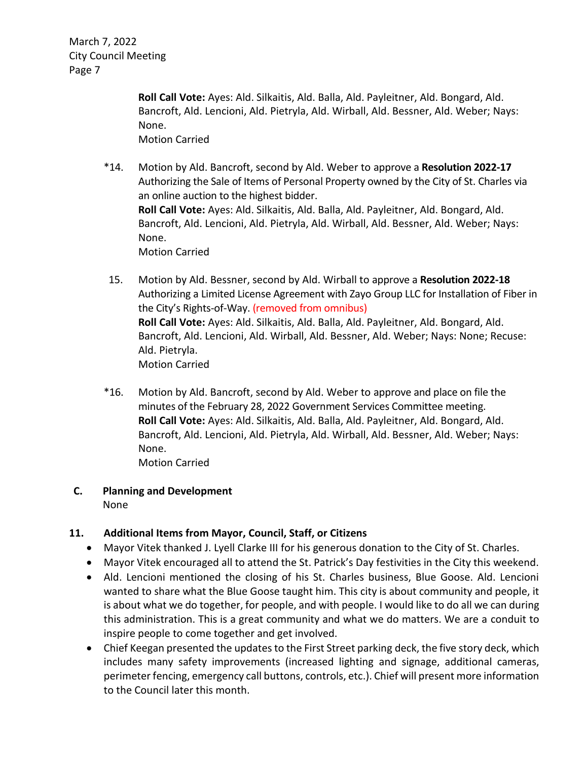**Roll Call Vote:** Ayes: Ald. Silkaitis, Ald. Balla, Ald. Payleitner, Ald. Bongard, Ald. Bancroft, Ald. Lencioni, Ald. Pietryla, Ald. Wirball, Ald. Bessner, Ald. Weber; Nays: None.
Motion Carried

*14. Motion by Ald. Bancroft, second by Ald. Weber to approve a **Resolution 2022-17** Authorizing the Sale of Items of Personal Property owned by the City of St. Charles via an online auction to the highest bidder.
**Roll Call Vote:** Ayes: Ald. Silkaitis, Ald. Balla, Ald. Payleitner, Ald. Bongard, Ald. Bancroft, Ald. Lencioni, Ald. Pietryla, Ald. Wirball, Ald. Bessner, Ald. Weber; Nays: None.
Motion Carried

15. Motion by Ald. Bessner, second by Ald. Wirball to approve a **Resolution 2022-18** Authorizing a Limited License Agreement with Zayo Group LLC for Installation of Fiber in the City's Rights-of-Way. (removed from omnibus)
**Roll Call Vote:** Ayes: Ald. Silkaitis, Ald. Balla, Ald. Payleitner, Ald. Bongard, Ald. Bancroft, Ald. Lencioni, Ald. Wirball, Ald. Bessner, Ald. Weber; Nays: None; Recuse: Ald. Pietryla.
Motion Carried

*16. Motion by Ald. Bancroft, second by Ald. Weber to approve and place on file the minutes of the February 28, 2022 Government Services Committee meeting.
**Roll Call Vote:** Ayes: Ald. Silkaitis, Ald. Balla, Ald. Payleitner, Ald. Bongard, Ald. Bancroft, Ald. Lencioni, Ald. Pietryla, Ald. Wirball, Ald. Bessner, Ald. Weber; Nays: None.
Motion Carried

**C. Planning and Development**
None

**11. Additional Items from Mayor, Council, Staff, or Citizens**

- Mayor Vitek thanked J. Lyell Clarke III for his generous donation to the City of St. Charles.
- Mayor Vitek encouraged all to attend the St. Patrick's Day festivities in the City this weekend.
- Ald. Lencioni mentioned the closing of his St. Charles business, Blue Goose. Ald. Lencioni wanted to share what the Blue Goose taught him. This city is about community and people, it is about what we do together, for people, and with people. I would like to do all we can during this administration. This is a great community and what we do matters. We are a conduit to inspire people to come together and get involved.
- Chief Keegan presented the updates to the First Street parking deck, the five story deck, which includes many safety improvements (increased lighting and signage, additional cameras, perimeter fencing, emergency call buttons, controls, etc.). Chief will present more information to the Council later this month.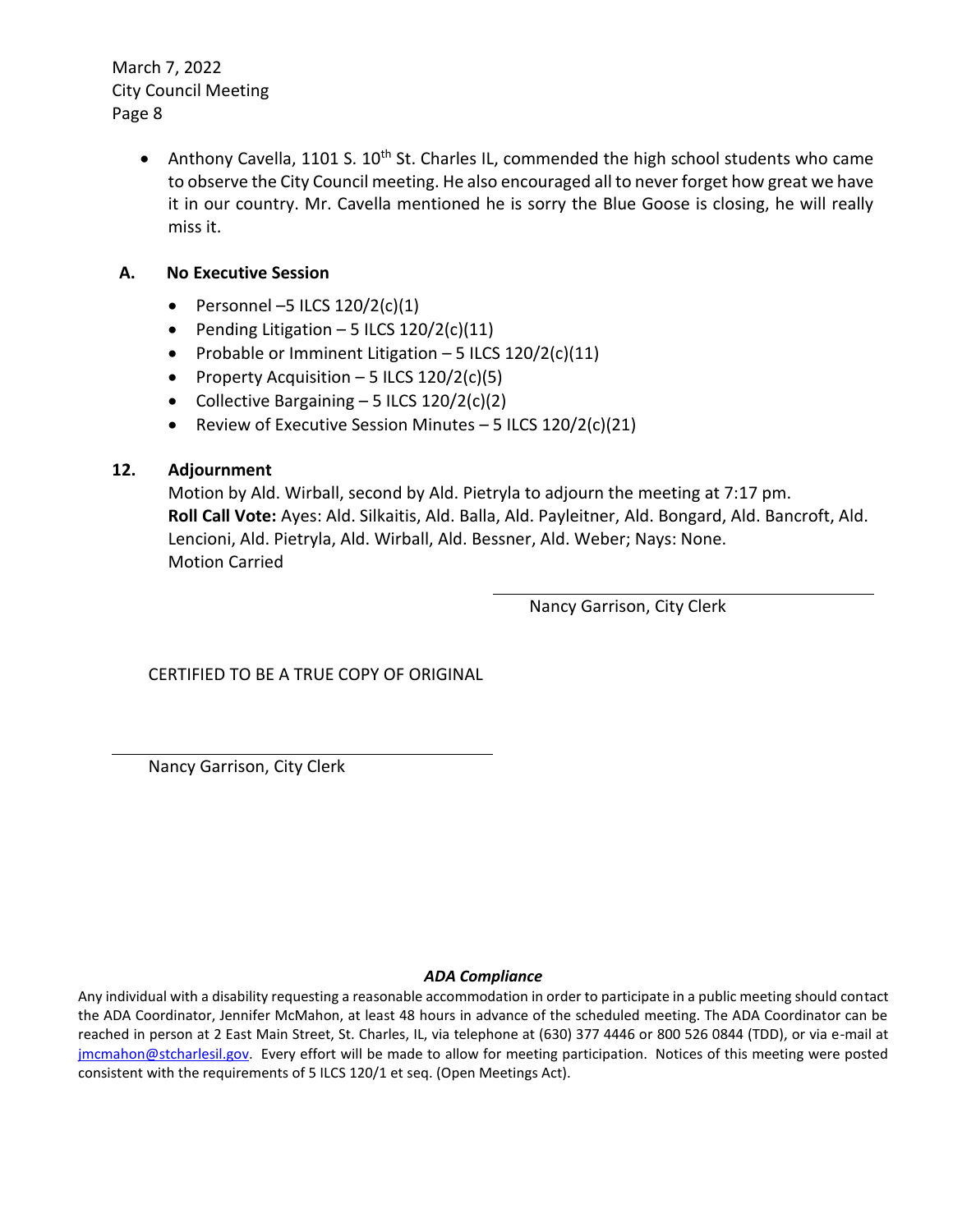- Anthony Cavella, 1101 S. 10th St. Charles IL, commended the high school students who came to observe the City Council meeting. He also encouraged all to never forget how great we have it in our country. Mr. Cavella mentioned he is sorry the Blue Goose is closing, he will really miss it.

**A. No Executive Session**

- Personnel –5 ILCS 120/2(c)(1)
- Pending Litigation – 5 ILCS 120/2(c)(11)
- Probable or Imminent Litigation – 5 ILCS 120/2(c)(11)
- Property Acquisition – 5 ILCS 120/2(c)(5)
- Collective Bargaining – 5 ILCS 120/2(c)(2)
- Review of Executive Session Minutes – 5 ILCS 120/2(c)(21)

**12. Adjournment**

Motion by Ald. Wirball, second by Ald. Pietryla to adjourn the meeting at 7:17 pm.
**Roll Call Vote:** Ayes: Ald. Silkaitis, Ald. Balla, Ald. Payleitner, Ald. Bongard, Ald. Bancroft, Ald. Lencioni, Ald. Pietryla, Ald. Wirball, Ald. Bessner, Ald. Weber; Nays: None.
Motion Carried

Nancy Garrison, City Clerk

CERTIFIED TO BE A TRUE COPY OF ORIGINAL

Nancy Garrison, City Clerk

***ADA Compliance***

Any individual with a disability requesting a reasonable accommodation in order to participate in a public meeting should contact the ADA Coordinator, Jennifer McMahon, at least 48 hours in advance of the scheduled meeting. The ADA Coordinator can be reached in person at 2 East Main Street, St. Charles, IL, via telephone at (630) 377 4446 or 800 526 0844 (TDD), or via e-mail at jmcmahon@stcharlesil.gov. Every effort will be made to allow for meeting participation. Notices of this meeting were posted consistent with the requirements of 5 ILCS 120/1 et seq. (Open Meetings Act).